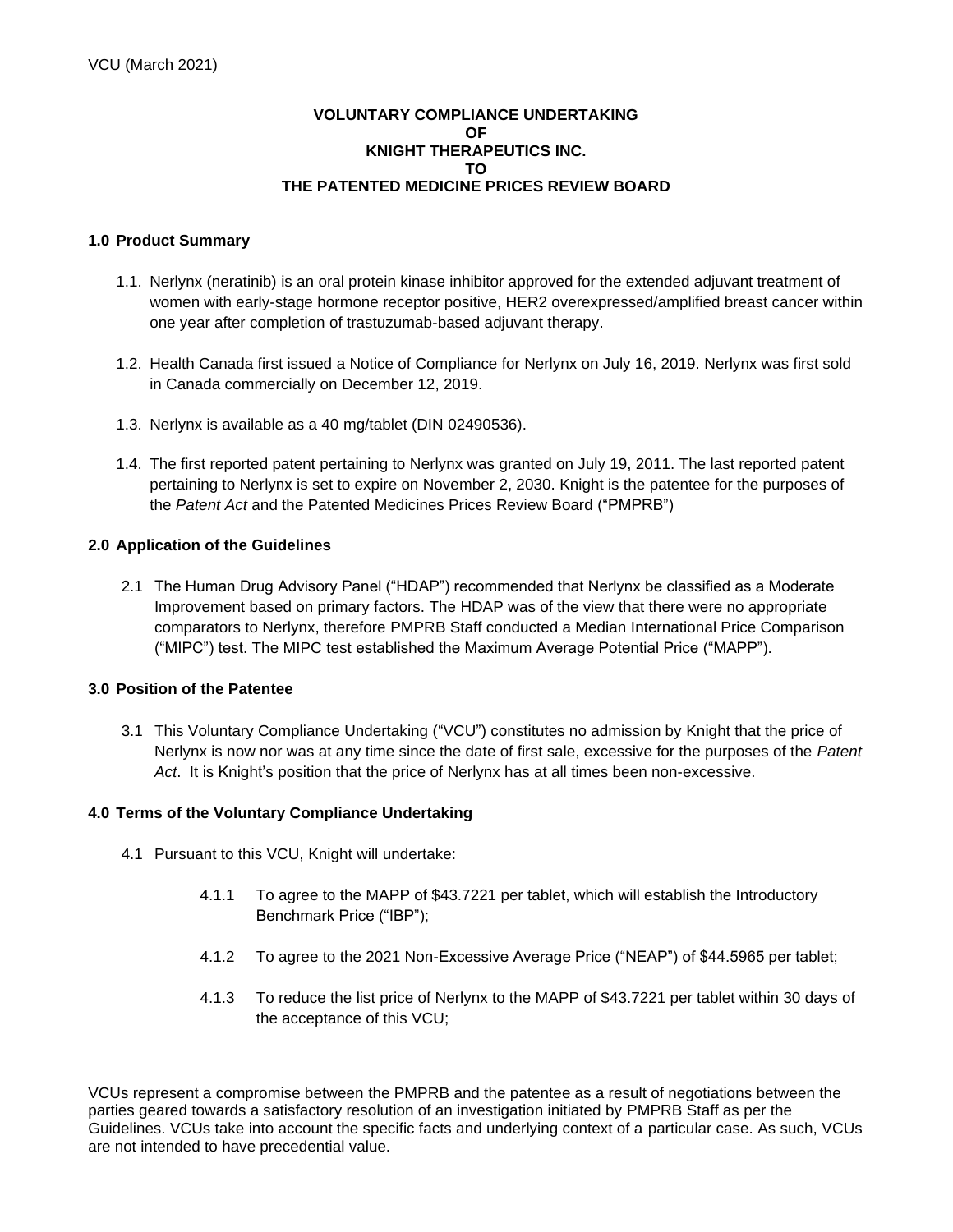VCU (March 2021)

**VOLUNTARY COMPLIANCE UNDERTAKING
OF
KNIGHT THERAPEUTICS INC.
TO
THE PATENTED MEDICINE PRICES REVIEW BOARD**

## 1.0 Product Summary

1.1. Nerlynx (neratinib) is an oral protein kinase inhibitor approved for the extended adjuvant treatment of women with early-stage hormone receptor positive, HER2 overexpressed/amplified breast cancer within one year after completion of trastuzumab-based adjuvant therapy.

1.2. Health Canada first issued a Notice of Compliance for Nerlynx on July 16, 2019. Nerlynx was first sold in Canada commercially on December 12, 2019.

1.3. Nerlynx is available as a 40 mg/tablet (DIN 02490536).

1.4. The first reported patent pertaining to Nerlynx was granted on July 19, 2011. The last reported patent pertaining to Nerlynx is set to expire on November 2, 2030. Knight is the patentee for the purposes of the *Patent Act* and the Patented Medicines Prices Review Board ("PMPRB")

## 2.0 Application of the Guidelines

2.1 The Human Drug Advisory Panel ("HDAP") recommended that Nerlynx be classified as a Moderate Improvement based on primary factors. The HDAP was of the view that there were no appropriate comparators to Nerlynx, therefore PMPRB Staff conducted a Median International Price Comparison ("MIPC") test. The MIPC test established the Maximum Average Potential Price ("MAPP").

## 3.0 Position of the Patentee

3.1 This Voluntary Compliance Undertaking ("VCU") constitutes no admission by Knight that the price of Nerlynx is now nor was at any time since the date of first sale, excessive for the purposes of the *Patent Act*. It is Knight's position that the price of Nerlynx has at all times been non-excessive.

## 4.0 Terms of the Voluntary Compliance Undertaking

4.1 Pursuant to this VCU, Knight will undertake:

4.1.1 To agree to the MAPP of $43.7221 per tablet, which will establish the Introductory Benchmark Price ("IBP");

4.1.2 To agree to the 2021 Non-Excessive Average Price ("NEAP") of $44.5965 per tablet;

4.1.3 To reduce the list price of Nerlynx to the MAPP of $43.7221 per tablet within 30 days of the acceptance of this VCU;

VCUs represent a compromise between the PMPRB and the patentee as a result of negotiations between the parties geared towards a satisfactory resolution of an investigation initiated by PMPRB Staff as per the Guidelines. VCUs take into account the specific facts and underlying context of a particular case. As such, VCUs are not intended to have precedential value.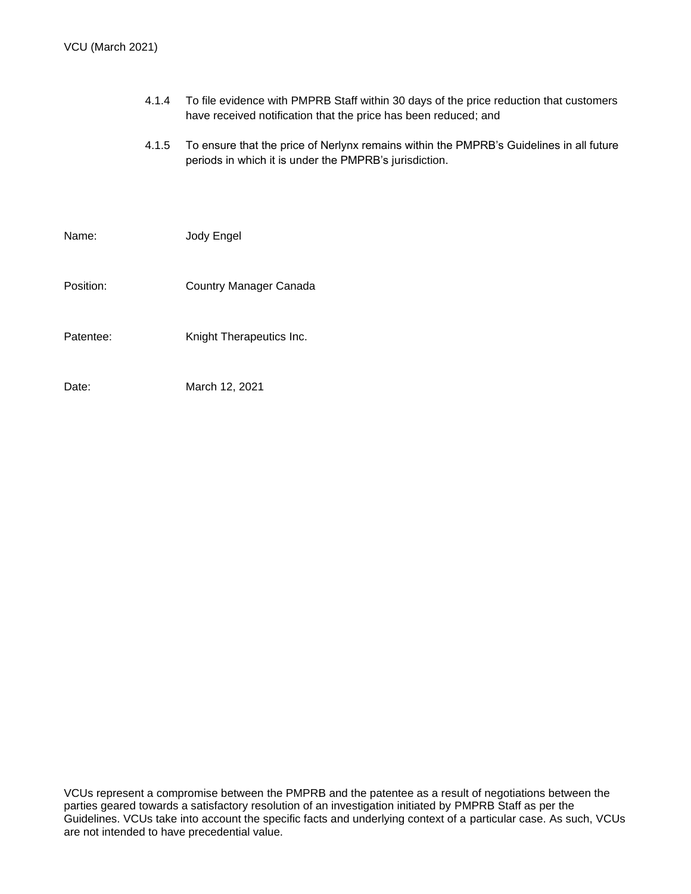4.1.4 To file evidence with PMPRB Staff within 30 days of the price reduction that customers have received notification that the price has been reduced; and

4.1.5 To ensure that the price of Nerlynx remains within the PMPRB's Guidelines in all future periods in which it is under the PMPRB's jurisdiction.

Name: Jody Engel

Position: Country Manager Canada

Patentee: Knight Therapeutics Inc.

Date: March 12, 2021

VCUs represent a compromise between the PMPRB and the patentee as a result of negotiations between the parties geared towards a satisfactory resolution of an investigation initiated by PMPRB Staff as per the Guidelines. VCUs take into account the specific facts and underlying context of a particular case. As such, VCUs are not intended to have precedential value.